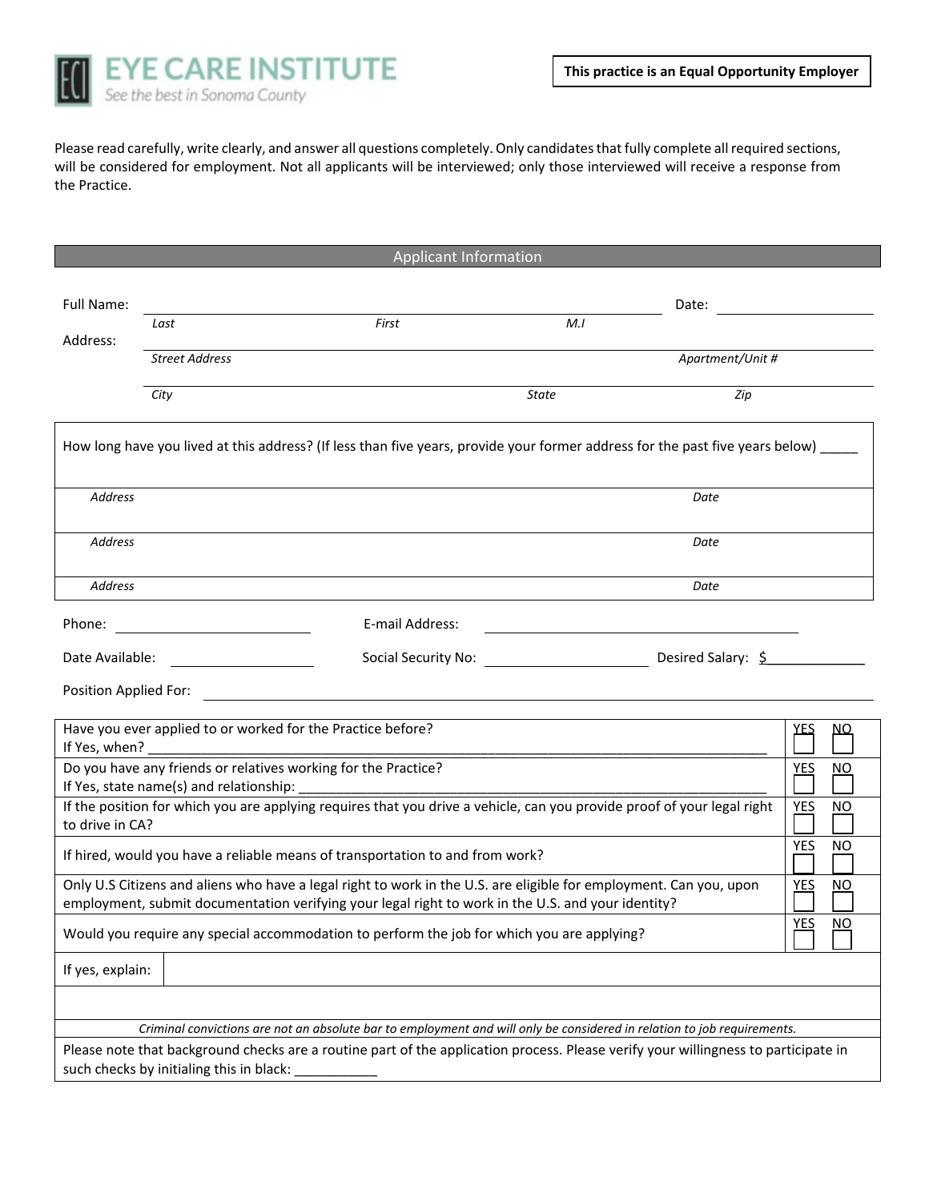**EYE CARE INSTITUTE**
*See the best in Sonoma County*

**This practice is an Equal Opportunity Employer**

Please read carefully, write clearly, and answer all questions completely. Only candidates that fully complete all required sections, will be considered for employment. Not all applicants will be interviewed; only those interviewed will receive a response from the Practice.

## Applicant Information

Full Name: ______________________________________________ Date: ____________________
*Last* *First* *M.I*

Address: ______________________________________________________________________
*Street Address* *Apartment/Unit #*

______________________________________________________________________
*City* *State* *Zip*

| How long have you lived at this address? (If less than five years, provide your former address for the past five years below) _____ | |
|---|---|
| *Address* | *Date* |
| *Address* | *Date* |
| *Address* | *Date* |

Phone: ____________________ E-mail Address: ______________________________

Date Available: ________________ Social Security No: ____________________ Desired Salary: $_____________

Position Applied For: ______________________________________________________________

| Question | YES | NO |
|---|---|---|
| Have you ever applied to or worked for the Practice before?<br>If Yes, when? ______________________________ | ☐ | ☐ |
| Do you have any friends or relatives working for the Practice?<br>If Yes, state name(s) and relationship: ______________________________ | ☐ | ☐ |
| If the position for which you are applying requires that you drive a vehicle, can you provide proof of your legal right to drive in CA? | ☐ | ☐ |
| If hired, would you have a reliable means of transportation to and from work? | ☐ | ☐ |
| Only U.S Citizens and aliens who have a legal right to work in the U.S. are eligible for employment. Can you, upon employment, submit documentation verifying your legal right to work in the U.S. and your identity? | ☐ | ☐ |
| Would you require any special accommodation to perform the job for which you are applying? | ☐ | ☐ |
| If yes, explain: | | |

*Criminal convictions are not an absolute bar to employment and will only be considered in relation to job requirements.*

Please note that background checks are a routine part of the application process. Please verify your willingness to participate in such checks by initialing this in black: ___________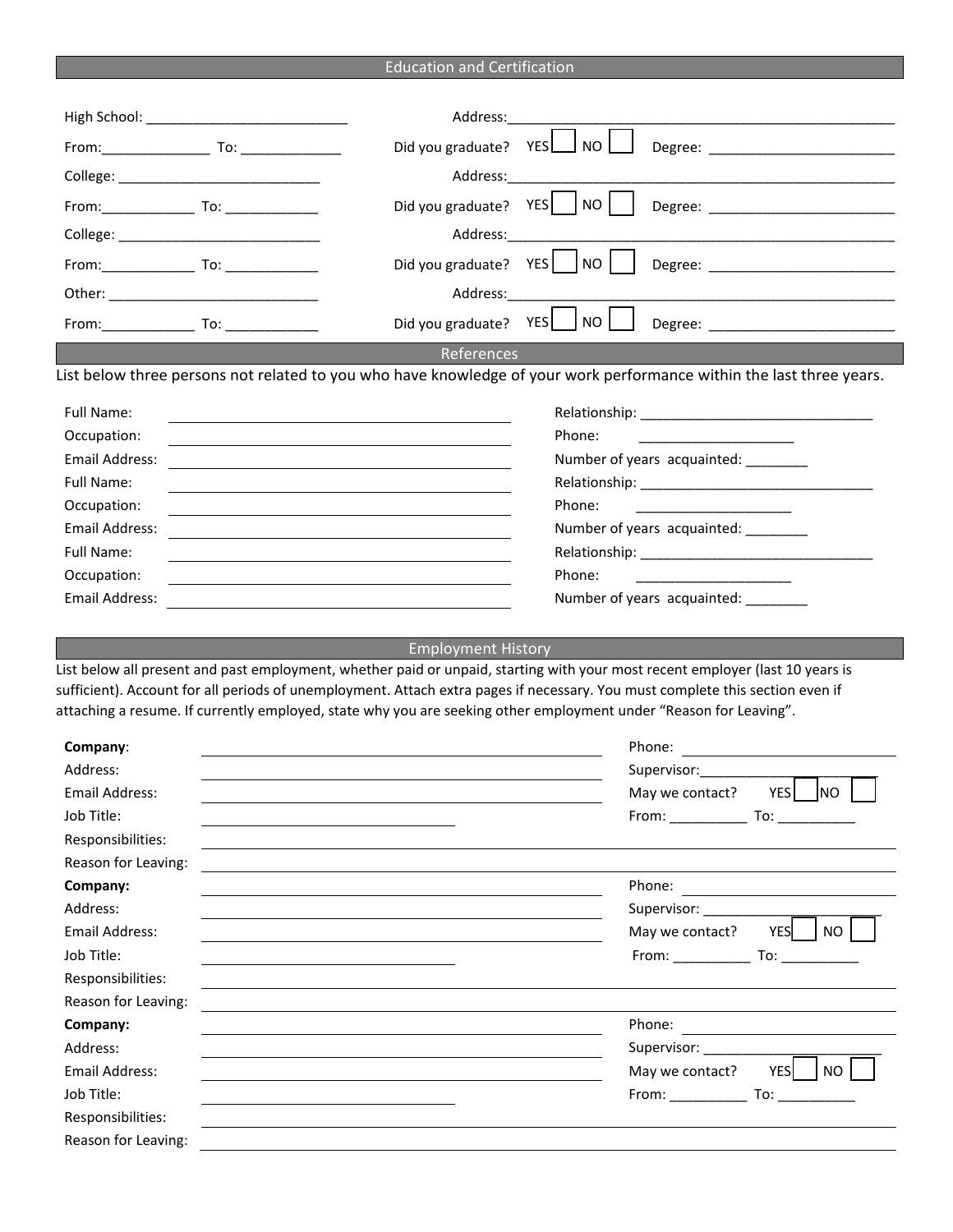## Education and Certification

High School: ___________________________ Address: ___________________________

From: ______________ To: ______________ Did you graduate? YES ☐ NO ☐ Degree: ______________________

College: ___________________________ Address: ___________________________

From: ____________ To: ____________ Did you graduate? YES ☐ NO ☐ Degree: ______________________

College: ___________________________ Address: ___________________________

From: ____________ To: ____________ Did you graduate? YES ☐ NO ☐ Degree: ______________________

Other: ___________________________ Address: ___________________________

From: ____________ To: ____________ Did you graduate? YES ☐ NO ☐ Degree: ______________________

## References

List below three persons not related to you who have knowledge of your work performance within the last three years.

Full Name: ___________________________ Relationship: ___________________________

Occupation: ___________________________ Phone: ____________________

Email Address: ___________________________ Number of years acquainted: ________

Full Name: ___________________________ Relationship: ___________________________

Occupation: ___________________________ Phone: ____________________

Email Address: ___________________________ Number of years acquainted: ________

Full Name: ___________________________ Relationship: ___________________________

Occupation: ___________________________ Phone: ____________________

Email Address: ___________________________ Number of years acquainted: ________

## Employment History

List below all present and past employment, whether paid or unpaid, starting with your most recent employer (last 10 years is sufficient). Account for all periods of unemployment. Attach extra pages if necessary. You must complete this section even if attaching a resume. If currently employed, state why you are seeking other employment under "Reason for Leaving".

**Company**: ___________________________ Phone: ____________________

Address: ___________________________ Supervisor: ____________________

Email Address: ___________________________ May we contact? YES ☐ NO ☐

Job Title: ____________________ From: __________ To: __________

Responsibilities: ___________________________

Reason for Leaving: ___________________________

**Company:** ___________________________ Phone: ____________________

Address: ___________________________ Supervisor: ____________________

Email Address: ___________________________ May we contact? YES ☐ NO ☐

Job Title: ____________________ From: __________ To: __________

Responsibilities: ___________________________

Reason for Leaving: ___________________________

**Company:** ___________________________ Phone: ____________________

Address: ___________________________ Supervisor: ____________________

Email Address: ___________________________ May we contact? YES ☐ NO ☐

Job Title: ____________________ From: __________ To: __________

Responsibilities: ___________________________

Reason for Leaving: ___________________________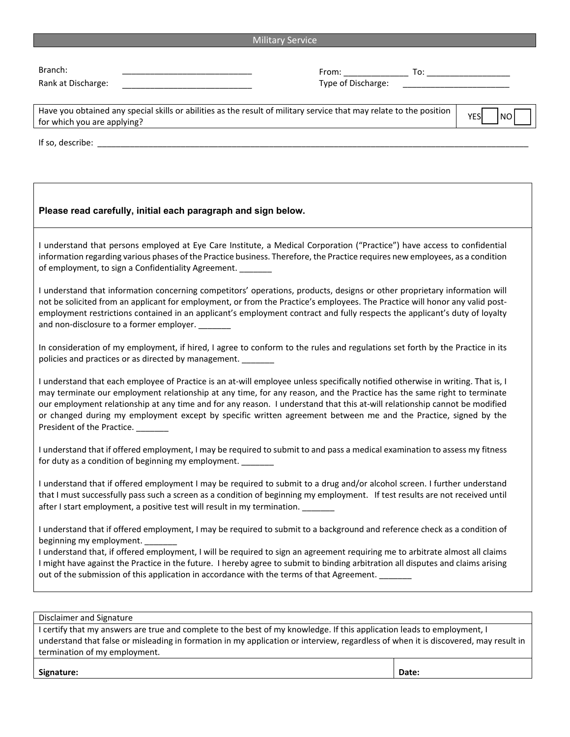## Military Service

Branch: ______________________________ From: ______________ To: __________________

Rank at Discharge: ______________________________ Type of Discharge: ________________________

| | |
|---|---|
| Have you obtained any special skills or abilities as the result of military service that may relate to the position for which you are applying? | YES ☐ NO ☐ |

If so, describe: ____________________________________________________________________________________________________

**Please read carefully, initial each paragraph and sign below.**

I understand that persons employed at Eye Care Institute, a Medical Corporation ("Practice") have access to confidential information regarding various phases of the Practice business. Therefore, the Practice requires new employees, as a condition of employment, to sign a Confidentiality Agreement. _______

I understand that information concerning competitors' operations, products, designs or other proprietary information will not be solicited from an applicant for employment, or from the Practice's employees. The Practice will honor any valid post-employment restrictions contained in an applicant's employment contract and fully respects the applicant's duty of loyalty and non-disclosure to a former employer. _______

In consideration of my employment, if hired, I agree to conform to the rules and regulations set forth by the Practice in its policies and practices or as directed by management. _______

I understand that each employee of Practice is an at-will employee unless specifically notified otherwise in writing. That is, I may terminate our employment relationship at any time, for any reason, and the Practice has the same right to terminate our employment relationship at any time and for any reason. I understand that this at-will relationship cannot be modified or changed during my employment except by specific written agreement between me and the Practice, signed by the President of the Practice. _______

I understand that if offered employment, I may be required to submit to and pass a medical examination to assess my fitness for duty as a condition of beginning my employment. _______

I understand that if offered employment I may be required to submit to a drug and/or alcohol screen. I further understand that I must successfully pass such a screen as a condition of beginning my employment. If test results are not received until after I start employment, a positive test will result in my termination. _______

I understand that if offered employment, I may be required to submit to a background and reference check as a condition of beginning my employment. _______

I understand that, if offered employment, I will be required to sign an agreement requiring me to arbitrate almost all claims I might have against the Practice in the future. I hereby agree to submit to binding arbitration all disputes and claims arising out of the submission of this application in accordance with the terms of that Agreement. _______

### Disclaimer and Signature

I certify that my answers are true and complete to the best of my knowledge. If this application leads to employment, I understand that false or misleading in formation in my application or interview, regardless of when it is discovered, may result in termination of my employment.

| | |
|---|---|
| **Signature:** | **Date:** |